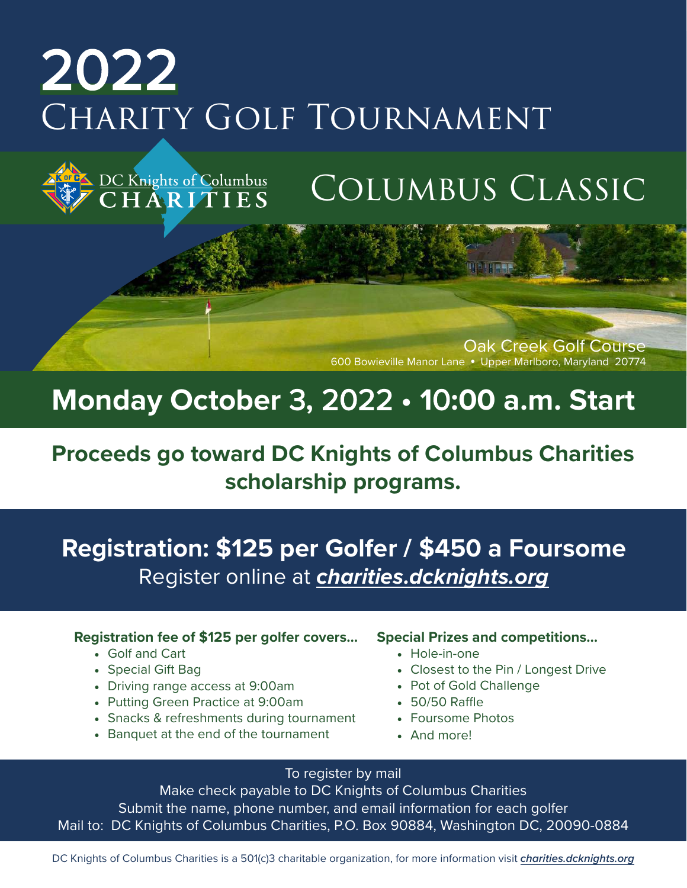# 2022

# Charity Golf Tournament

DC Knights of Columbus
CHARITIES

## Columbus Classic

Oak Creek Golf Course
600 Bowieville Manor Lane • Upper Marlboro, Maryland 20774

## Monday October 3, 2022 • 10:00 a.m. Start

**Proceeds go toward DC Knights of Columbus Charities scholarship programs.**

## Registration: $125 per Golfer / $450 a Foursome

Register online at ***charities.dcknights.org***

**Registration fee of $125 per golfer covers...**

- Golf and Cart
- Special Gift Bag
- Driving range access at 9:00am
- Putting Green Practice at 9:00am
- Snacks & refreshments during tournament
- Banquet at the end of the tournament

**Special Prizes and competitions...**

- Hole-in-one
- Closest to the Pin / Longest Drive
- Pot of Gold Challenge
- 50/50 Raffle
- Foursome Photos
- And more!

To register by mail
Make check payable to DC Knights of Columbus Charities
Submit the name, phone number, and email information for each golfer
Mail to: DC Knights of Columbus Charities, P.O. Box 90884, Washington DC, 20090-0884

DC Knights of Columbus Charities is a 501(c)3 charitable organization, for more information visit ***charities.dcknights.org***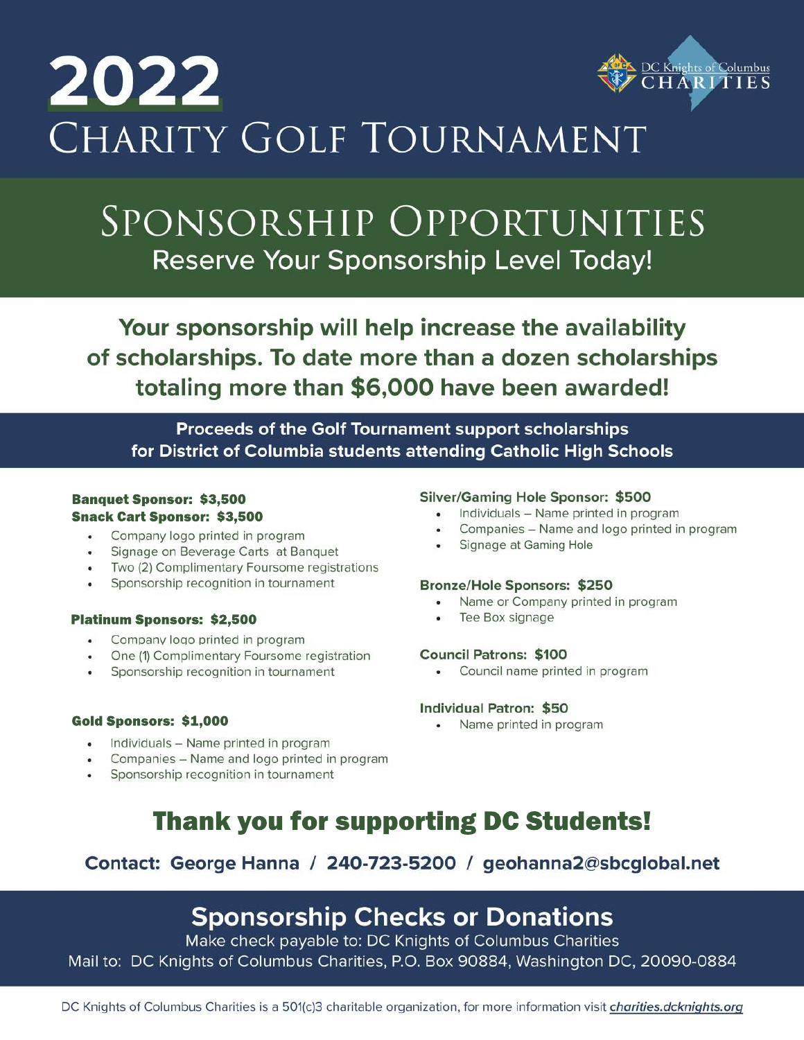# 2022 Charity Golf Tournament

DC Knights of Columbus CHARITIES

## Sponsorship Opportunities

Reserve Your Sponsorship Level Today!

**Your sponsorship will help increase the availability of scholarships. To date more than a dozen scholarships totaling more than $6,000 have been awarded!**

**Proceeds of the Golf Tournament support scholarships for District of Columbia students attending Catholic High Schools**

**Banquet Sponsor: $3,500**
**Snack Cart Sponsor: $3,500**

- Company logo printed in program
- Signage on Beverage Carts at Banquet
- Two (2) Complimentary Foursome registrations
- Sponsorship recognition in tournament

**Platinum Sponsors: $2,500**

- Company logo printed in program
- One (1) Complimentary Foursome registration
- Sponsorship recognition in tournament

**Gold Sponsors: $1,000**

- Individuals – Name printed in program
- Companies – Name and logo printed in program
- Sponsorship recognition in tournament

**Silver/Gaming Hole Sponsor: $500**

- Individuals – Name printed in program
- Companies – Name and logo printed in program
- Signage at Gaming Hole

**Bronze/Hole Sponsors: $250**

- Name or Company printed in program
- Tee Box signage

**Council Patrons: $100**

- Council name printed in program

**Individual Patron: $50**

- Name printed in program

## Thank you for supporting DC Students!

**Contact: George Hanna / 240-723-5200 / geohanna2@sbcglobal.net**

## Sponsorship Checks or Donations

Make check payable to: DC Knights of Columbus Charities

Mail to: DC Knights of Columbus Charities, P.O. Box 90884, Washington DC, 20090-0884

DC Knights of Columbus Charities is a 501(c)3 charitable organization, for more information visit *charities.dcknights.org*